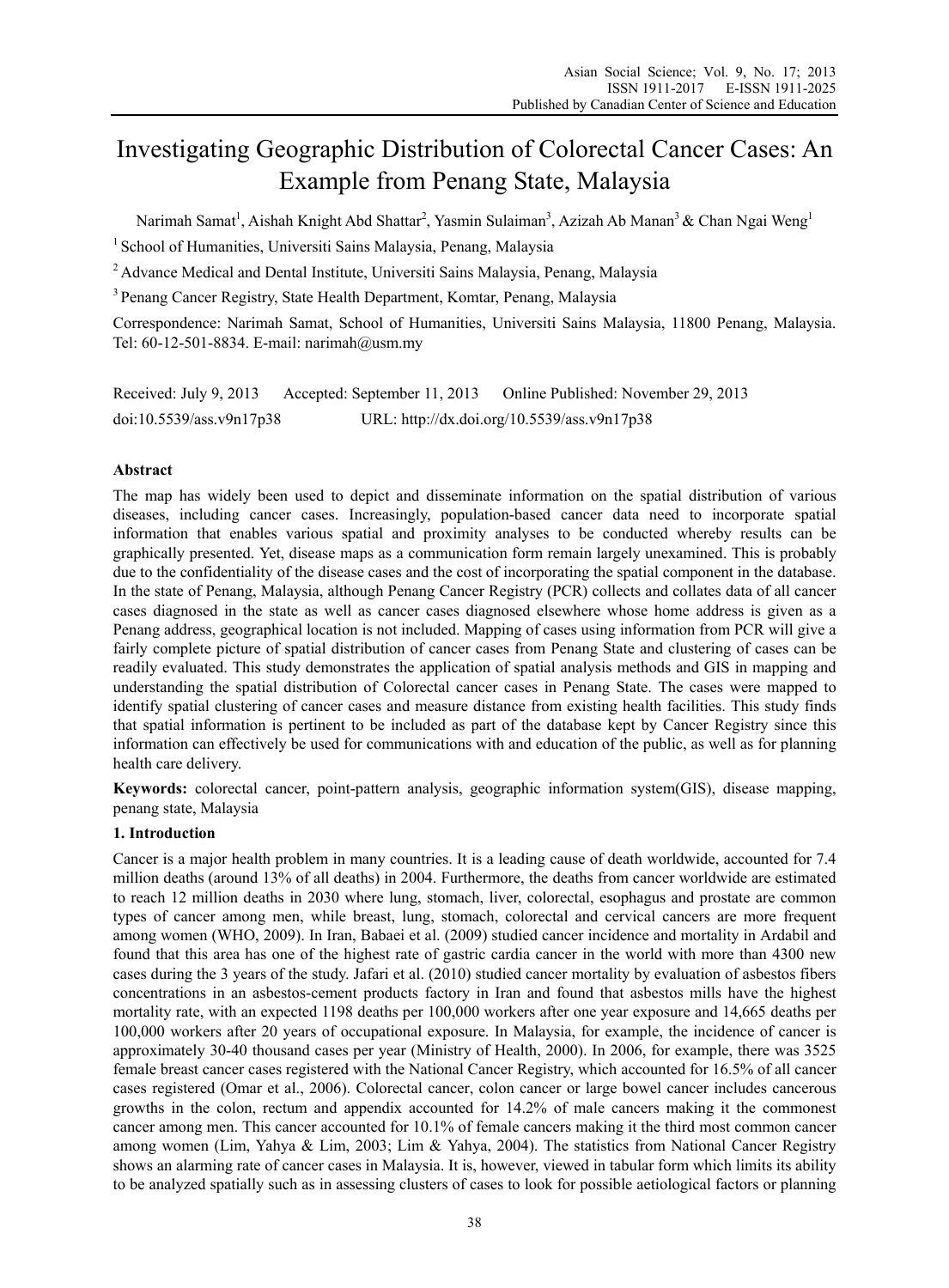# Investigating Geographic Distribution of Colorectal Cancer Cases: An Example from Penang State, Malaysia

Narimah Samat[1], Aishah Knight Abd Shattar[2], Yasmin Sulaiman[3], Azizah Ab Manan[3] & Chan Ngai Weng[1]

[1] School of Humanities, Universiti Sains Malaysia, Penang, Malaysia

[2] Advance Medical and Dental Institute, Universiti Sains Malaysia, Penang, Malaysia

[3] Penang Cancer Registry, State Health Department, Komtar, Penang, Malaysia

Correspondence: Narimah Samat, School of Humanities, Universiti Sains Malaysia, 11800 Penang, Malaysia. Tel: 60-12-501-8834. E-mail: narimah@usm.my

Received: July 9, 2013 Accepted: September 11, 2013 Online Published: November 29, 2013

doi:10.5539/ass.v9n17p38 URL: http://dx.doi.org/10.5539/ass.v9n17p38

## Abstract

The map has widely been used to depict and disseminate information on the spatial distribution of various diseases, including cancer cases. Increasingly, population-based cancer data need to incorporate spatial information that enables various spatial and proximity analyses to be conducted whereby results can be graphically presented. Yet, disease maps as a communication form remain largely unexamined. This is probably due to the confidentiality of the disease cases and the cost of incorporating the spatial component in the database. In the state of Penang, Malaysia, although Penang Cancer Registry (PCR) collects and collates data of all cancer cases diagnosed in the state as well as cancer cases diagnosed elsewhere whose home address is given as a Penang address, geographical location is not included. Mapping of cases using information from PCR will give a fairly complete picture of spatial distribution of cancer cases from Penang State and clustering of cases can be readily evaluated. This study demonstrates the application of spatial analysis methods and GIS in mapping and understanding the spatial distribution of Colorectal cancer cases in Penang State. The cases were mapped to identify spatial clustering of cancer cases and measure distance from existing health facilities. This study finds that spatial information is pertinent to be included as part of the database kept by Cancer Registry since this information can effectively be used for communications with and education of the public, as well as for planning health care delivery.

**Keywords:** colorectal cancer, point-pattern analysis, geographic information system(GIS), disease mapping, penang state, Malaysia

## 1. Introduction

Cancer is a major health problem in many countries. It is a leading cause of death worldwide, accounted for 7.4 million deaths (around 13% of all deaths) in 2004. Furthermore, the deaths from cancer worldwide are estimated to reach 12 million deaths in 2030 where lung, stomach, liver, colorectal, esophagus and prostate are common types of cancer among men, while breast, lung, stomach, colorectal and cervical cancers are more frequent among women (WHO, 2009). In Iran, Babaei et al. (2009) studied cancer incidence and mortality in Ardabil and found that this area has one of the highest rate of gastric cardia cancer in the world with more than 4300 new cases during the 3 years of the study. Jafari et al. (2010) studied cancer mortality by evaluation of asbestos fibers concentrations in an asbestos-cement products factory in Iran and found that asbestos mills have the highest mortality rate, with an expected 1198 deaths per 100,000 workers after one year exposure and 14,665 deaths per 100,000 workers after 20 years of occupational exposure. In Malaysia, for example, the incidence of cancer is approximately 30-40 thousand cases per year (Ministry of Health, 2000). In 2006, for example, there was 3525 female breast cancer cases registered with the National Cancer Registry, which accounted for 16.5% of all cancer cases registered (Omar et al., 2006). Colorectal cancer, colon cancer or large bowel cancer includes cancerous growths in the colon, rectum and appendix accounted for 14.2% of male cancers making it the commonest cancer among men. This cancer accounted for 10.1% of female cancers making it the third most common cancer among women (Lim, Yahya & Lim, 2003; Lim & Yahya, 2004). The statistics from National Cancer Registry shows an alarming rate of cancer cases in Malaysia. It is, however, viewed in tabular form which limits its ability to be analyzed spatially such as in assessing clusters of cases to look for possible aetiological factors or planning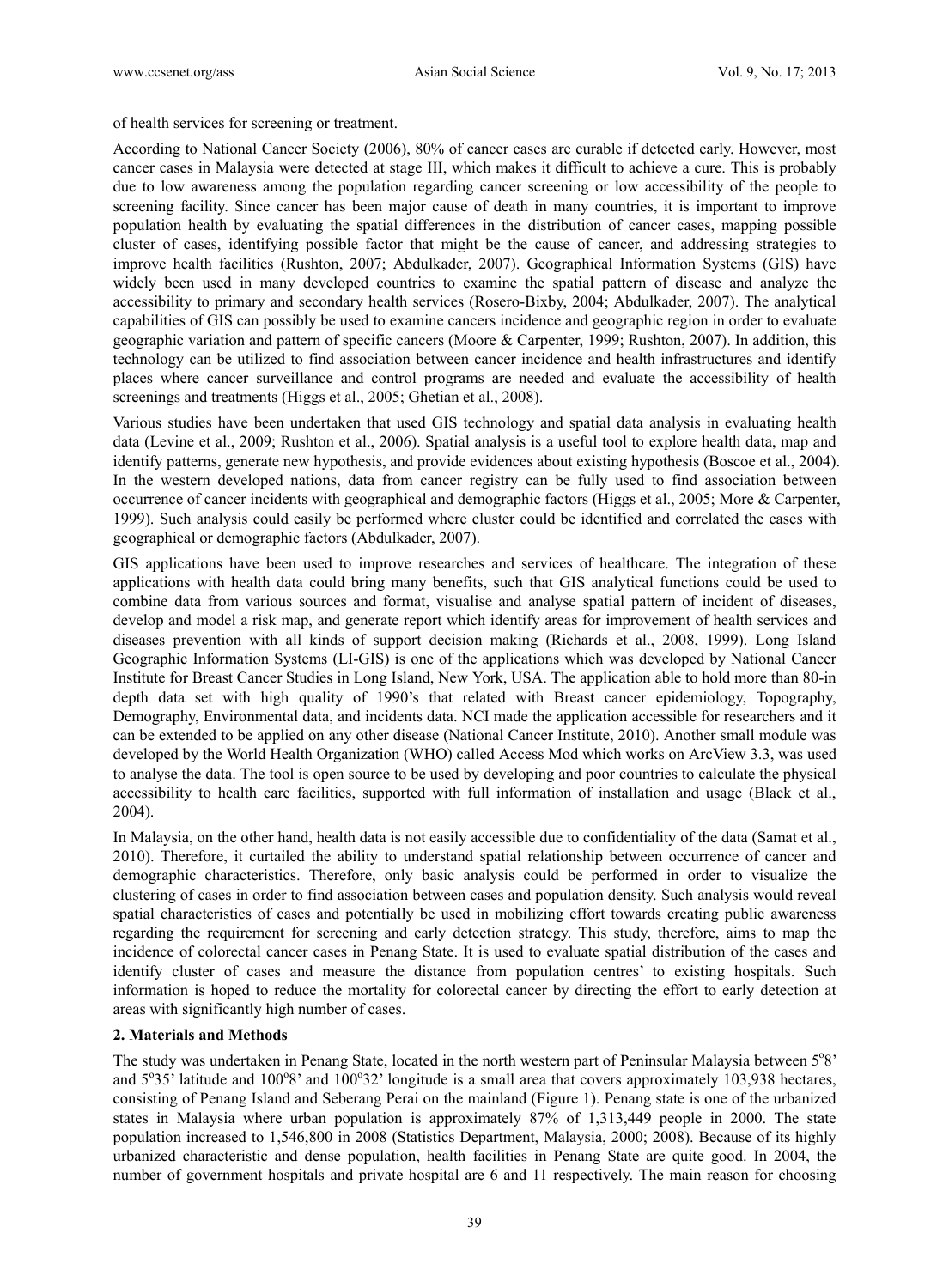of health services for screening or treatment.

According to National Cancer Society (2006), 80% of cancer cases are curable if detected early. However, most cancer cases in Malaysia were detected at stage III, which makes it difficult to achieve a cure. This is probably due to low awareness among the population regarding cancer screening or low accessibility of the people to screening facility. Since cancer has been major cause of death in many countries, it is important to improve population health by evaluating the spatial differences in the distribution of cancer cases, mapping possible cluster of cases, identifying possible factor that might be the cause of cancer, and addressing strategies to improve health facilities (Rushton, 2007; Abdulkader, 2007). Geographical Information Systems (GIS) have widely been used in many developed countries to examine the spatial pattern of disease and analyze the accessibility to primary and secondary health services (Rosero-Bixby, 2004; Abdulkader, 2007). The analytical capabilities of GIS can possibly be used to examine cancers incidence and geographic region in order to evaluate geographic variation and pattern of specific cancers (Moore & Carpenter, 1999; Rushton, 2007). In addition, this technology can be utilized to find association between cancer incidence and health infrastructures and identify places where cancer surveillance and control programs are needed and evaluate the accessibility of health screenings and treatments (Higgs et al., 2005; Ghetian et al., 2008).

Various studies have been undertaken that used GIS technology and spatial data analysis in evaluating health data (Levine et al., 2009; Rushton et al., 2006). Spatial analysis is a useful tool to explore health data, map and identify patterns, generate new hypothesis, and provide evidences about existing hypothesis (Boscoe et al., 2004). In the western developed nations, data from cancer registry can be fully used to find association between occurrence of cancer incidents with geographical and demographic factors (Higgs et al., 2005; More & Carpenter, 1999). Such analysis could easily be performed where cluster could be identified and correlated the cases with geographical or demographic factors (Abdulkader, 2007).

GIS applications have been used to improve researches and services of healthcare. The integration of these applications with health data could bring many benefits, such that GIS analytical functions could be used to combine data from various sources and format, visualise and analyse spatial pattern of incident of diseases, develop and model a risk map, and generate report which identify areas for improvement of health services and diseases prevention with all kinds of support decision making (Richards et al., 2008, 1999). Long Island Geographic Information Systems (LI-GIS) is one of the applications which was developed by National Cancer Institute for Breast Cancer Studies in Long Island, New York, USA. The application able to hold more than 80-in depth data set with high quality of 1990's that related with Breast cancer epidemiology, Topography, Demography, Environmental data, and incidents data. NCI made the application accessible for researchers and it can be extended to be applied on any other disease (National Cancer Institute, 2010). Another small module was developed by the World Health Organization (WHO) called Access Mod which works on ArcView 3.3, was used to analyse the data. The tool is open source to be used by developing and poor countries to calculate the physical accessibility to health care facilities, supported with full information of installation and usage (Black et al., 2004).

In Malaysia, on the other hand, health data is not easily accessible due to confidentiality of the data (Samat et al., 2010). Therefore, it curtailed the ability to understand spatial relationship between occurrence of cancer and demographic characteristics. Therefore, only basic analysis could be performed in order to visualize the clustering of cases in order to find association between cases and population density. Such analysis would reveal spatial characteristics of cases and potentially be used in mobilizing effort towards creating public awareness regarding the requirement for screening and early detection strategy. This study, therefore, aims to map the incidence of colorectal cancer cases in Penang State. It is used to evaluate spatial distribution of the cases and identify cluster of cases and measure the distance from population centres' to existing hospitals. Such information is hoped to reduce the mortality for colorectal cancer by directing the effort to early detection at areas with significantly high number of cases.

## 2. Materials and Methods

The study was undertaken in Penang State, located in the north western part of Peninsular Malaysia between 5°8' and 5°35' latitude and 100°8' and 100°32' longitude is a small area that covers approximately 103,938 hectares, consisting of Penang Island and Seberang Perai on the mainland (Figure 1). Penang state is one of the urbanized states in Malaysia where urban population is approximately 87% of 1,313,449 people in 2000. The state population increased to 1,546,800 in 2008 (Statistics Department, Malaysia, 2000; 2008). Because of its highly urbanized characteristic and dense population, health facilities in Penang State are quite good. In 2004, the number of government hospitals and private hospital are 6 and 11 respectively. The main reason for choosing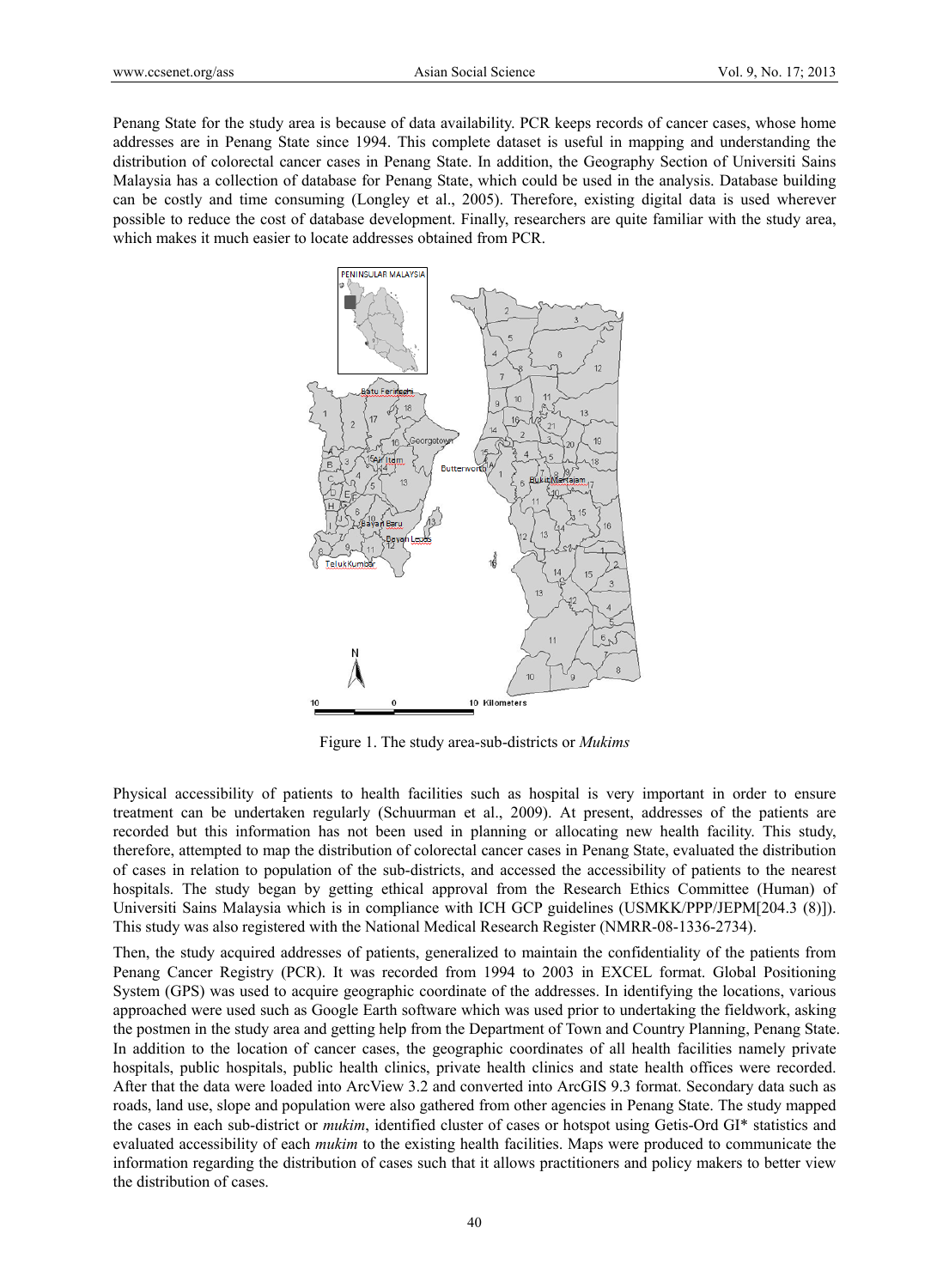Penang State for the study area is because of data availability. PCR keeps records of cancer cases, whose home addresses are in Penang State since 1994. This complete dataset is useful in mapping and understanding the distribution of colorectal cancer cases in Penang State. In addition, the Geography Section of Universiti Sains Malaysia has a collection of database for Penang State, which could be used in the analysis. Database building can be costly and time consuming (Longley et al., 2005). Therefore, existing digital data is used wherever possible to reduce the cost of database development. Finally, researchers are quite familiar with the study area, which makes it much easier to locate addresses obtained from PCR.

Figure 1. The study area-sub-districts or *Mukims*

Physical accessibility of patients to health facilities such as hospital is very important in order to ensure treatment can be undertaken regularly (Schuurman et al., 2009). At present, addresses of the patients are recorded but this information has not been used in planning or allocating new health facility. This study, therefore, attempted to map the distribution of colorectal cancer cases in Penang State, evaluated the distribution of cases in relation to population of the sub-districts, and accessed the accessibility of patients to the nearest hospitals. The study began by getting ethical approval from the Research Ethics Committee (Human) of Universiti Sains Malaysia which is in compliance with ICH GCP guidelines (USMKK/PPP/JEPM[204.3 (8)]). This study was also registered with the National Medical Research Register (NMRR-08-1336-2734).

Then, the study acquired addresses of patients, generalized to maintain the confidentiality of the patients from Penang Cancer Registry (PCR). It was recorded from 1994 to 2003 in EXCEL format. Global Positioning System (GPS) was used to acquire geographic coordinate of the addresses. In identifying the locations, various approached were used such as Google Earth software which was used prior to undertaking the fieldwork, asking the postmen in the study area and getting help from the Department of Town and Country Planning, Penang State. In addition to the location of cancer cases, the geographic coordinates of all health facilities namely private hospitals, public hospitals, public health clinics, private health clinics and state health offices were recorded. After that the data were loaded into ArcView 3.2 and converted into ArcGIS 9.3 format. Secondary data such as roads, land use, slope and population were also gathered from other agencies in Penang State. The study mapped the cases in each sub-district or *mukim*, identified cluster of cases or hotspot using Getis-Ord GI* statistics and evaluated accessibility of each *mukim* to the existing health facilities. Maps were produced to communicate the information regarding the distribution of cases such that it allows practitioners and policy makers to better view the distribution of cases.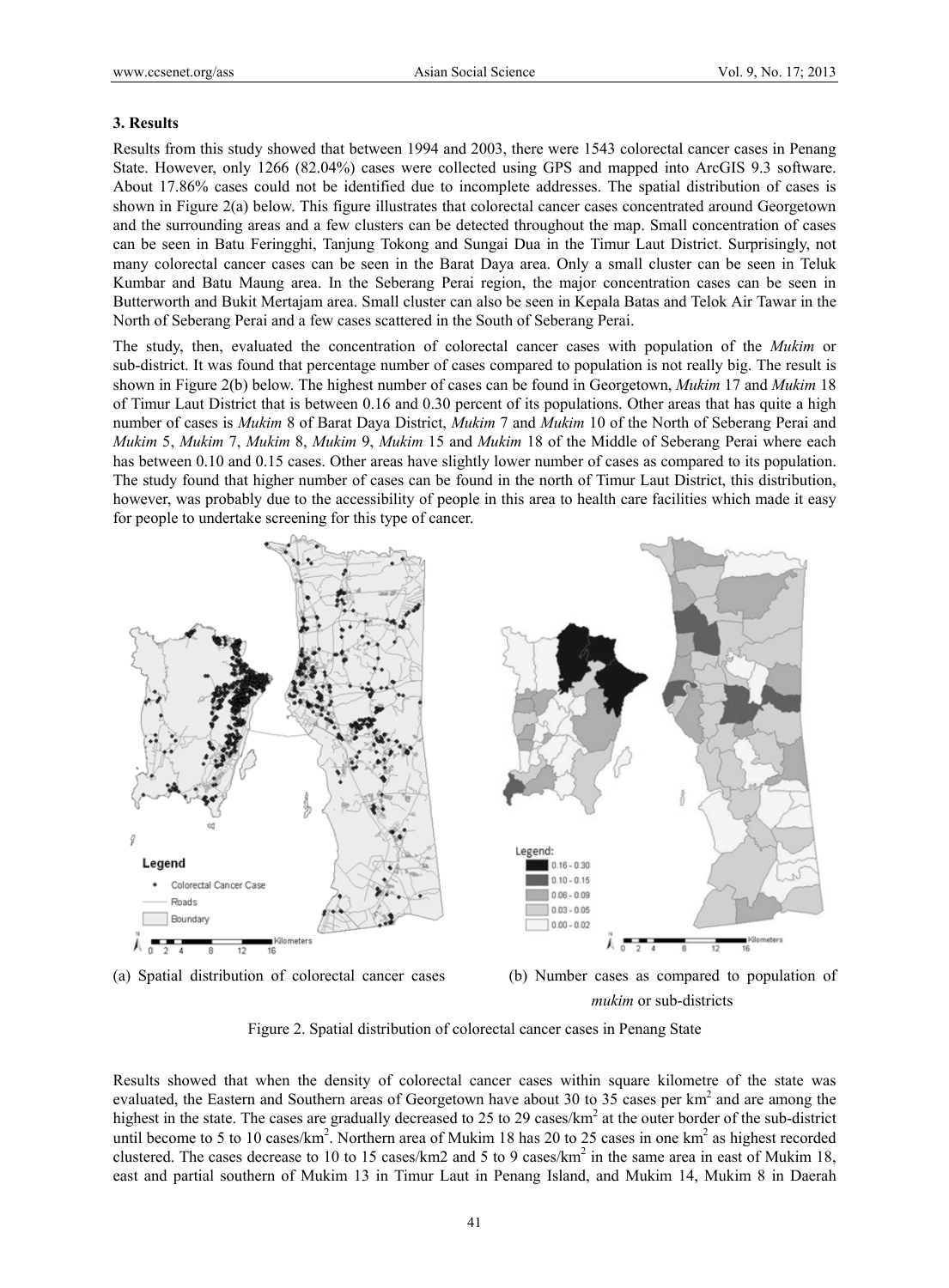### 3. Results

Results from this study showed that between 1994 and 2003, there were 1543 colorectal cancer cases in Penang State. However, only 1266 (82.04%) cases were collected using GPS and mapped into ArcGIS 9.3 software. About 17.86% cases could not be identified due to incomplete addresses. The spatial distribution of cases is shown in Figure 2(a) below. This figure illustrates that colorectal cancer cases concentrated around Georgetown and the surrounding areas and a few clusters can be detected throughout the map. Small concentration of cases can be seen in Batu Feringghi, Tanjung Tokong and Sungai Dua in the Timur Laut District. Surprisingly, not many colorectal cancer cases can be seen in the Barat Daya area. Only a small cluster can be seen in Teluk Kumbar and Batu Maung area. In the Seberang Perai region, the major concentration cases can be seen in Butterworth and Bukit Mertajam area. Small cluster can also be seen in Kepala Batas and Telok Air Tawar in the North of Seberang Perai and a few cases scattered in the South of Seberang Perai.

The study, then, evaluated the concentration of colorectal cancer cases with population of the *Mukim* or sub-district. It was found that percentage number of cases compared to population is not really big. The result is shown in Figure 2(b) below. The highest number of cases can be found in Georgetown, *Mukim* 17 and *Mukim* 18 of Timur Laut District that is between 0.16 and 0.30 percent of its populations. Other areas that has quite a high number of cases is *Mukim* 8 of Barat Daya District, *Mukim* 7 and *Mukim* 10 of the North of Seberang Perai and *Mukim* 5, *Mukim* 7, *Mukim* 8, *Mukim* 9, *Mukim* 15 and *Mukim* 18 of the Middle of Seberang Perai where each has between 0.10 and 0.15 cases. Other areas have slightly lower number of cases as compared to its population. The study found that higher number of cases can be found in the north of Timur Laut District, this distribution, however, was probably due to the accessibility of people in this area to health care facilities which made it easy for people to undertake screening for this type of cancer.

(a) Spatial distribution of colorectal cancer cases (b) Number cases as compared to population of *mukim* or sub-districts

Figure 2. Spatial distribution of colorectal cancer cases in Penang State

Results showed that when the density of colorectal cancer cases within square kilometre of the state was evaluated, the Eastern and Southern areas of Georgetown have about 30 to 35 cases per $km^2$ and are among the highest in the state. The cases are gradually decreased to 25 to 29 cases/$km^2$ at the outer border of the sub-district until become to 5 to 10 cases/$km^2$. Northern area of Mukim 18 has 20 to 25 cases in one $km^2$ as highest recorded clustered. The cases decrease to 10 to 15 cases/km2 and 5 to 9 cases/$km^2$ in the same area in east of Mukim 18, east and partial southern of Mukim 13 in Timur Laut in Penang Island, and Mukim 14, Mukim 8 in Daerah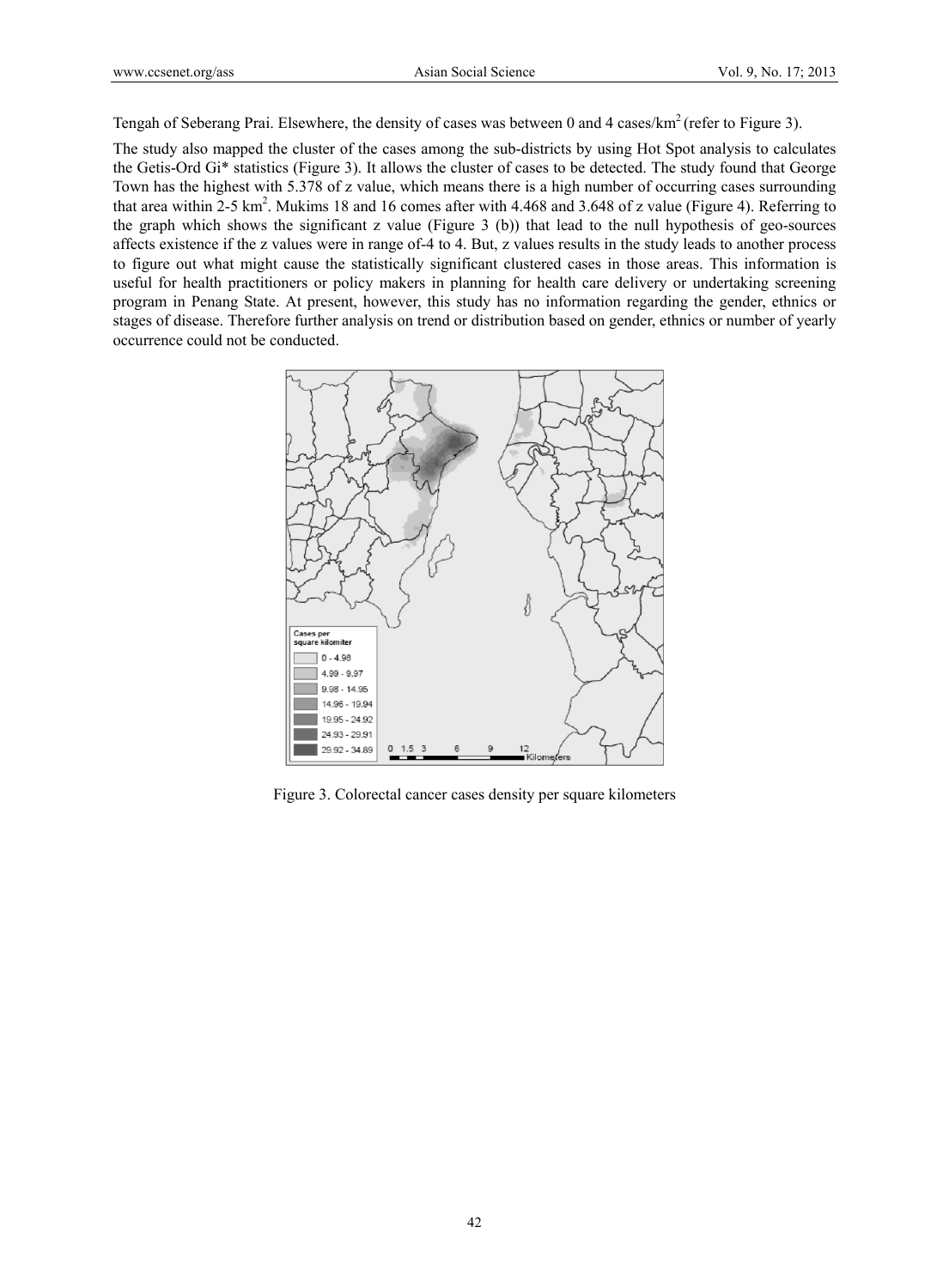Tengah of Seberang Prai. Elsewhere, the density of cases was between 0 and 4 cases/km$^2$ (refer to Figure 3).

The study also mapped the cluster of the cases among the sub-districts by using Hot Spot analysis to calculates the Getis-Ord Gi* statistics (Figure 3). It allows the cluster of cases to be detected. The study found that George Town has the highest with 5.378 of z value, which means there is a high number of occurring cases surrounding that area within 2-5 km$^2$. Mukims 18 and 16 comes after with 4.468 and 3.648 of z value (Figure 4). Referring to the graph which shows the significant z value (Figure 3 (b)) that lead to the null hypothesis of geo-sources affects existence if the z values were in range of-4 to 4. But, z values results in the study leads to another process to figure out what might cause the statistically significant clustered cases in those areas. This information is useful for health practitioners or policy makers in planning for health care delivery or undertaking screening program in Penang State. At present, however, this study has no information regarding the gender, ethnics or stages of disease. Therefore further analysis on trend or distribution based on gender, ethnics or number of yearly occurrence could not be conducted.

Figure 3. Colorectal cancer cases density per square kilometers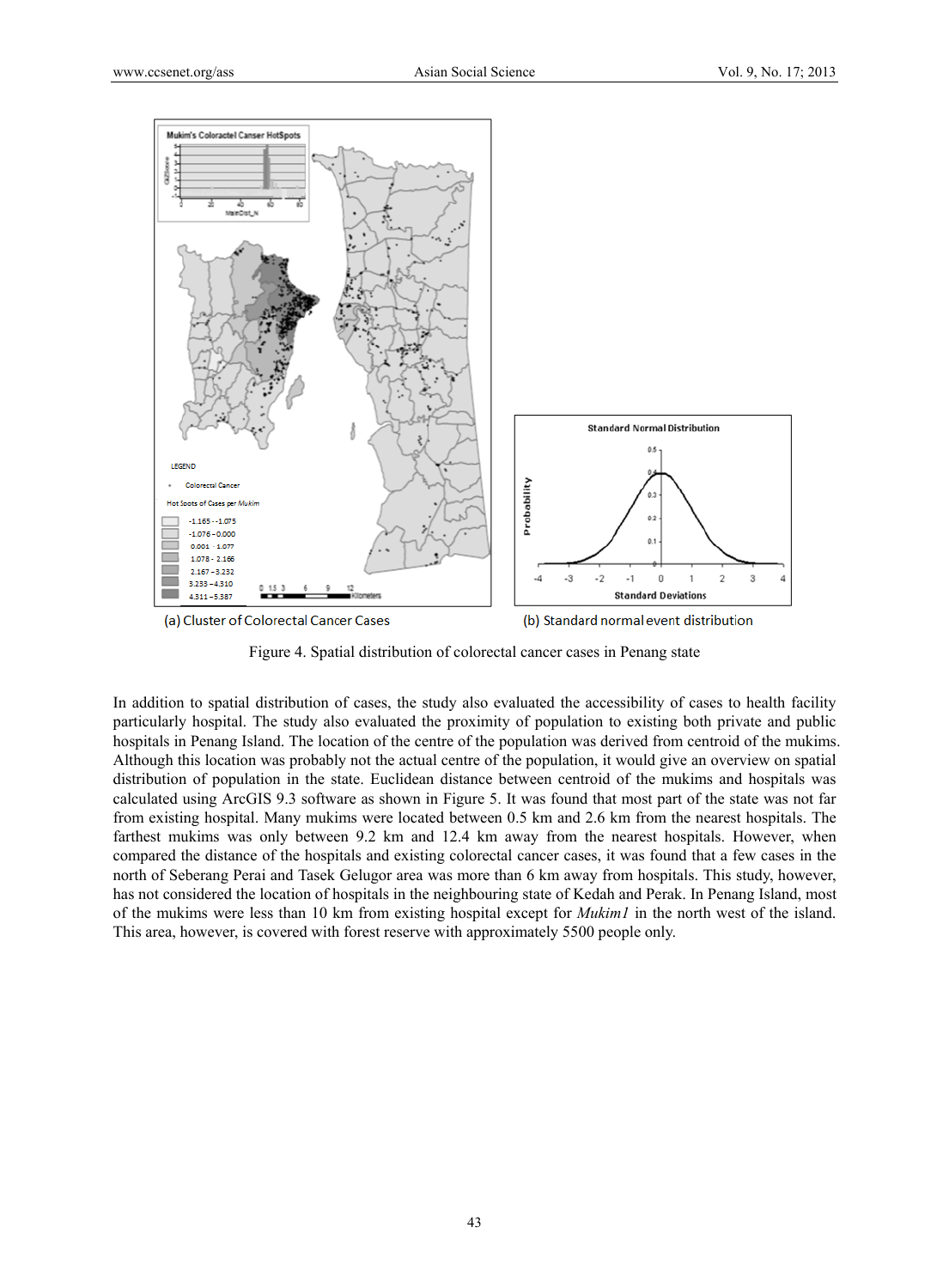(a) Cluster of Colorectal Cancer Cases

(b) Standard normal event distribution

Figure 4. Spatial distribution of colorectal cancer cases in Penang state

In addition to spatial distribution of cases, the study also evaluated the accessibility of cases to health facility particularly hospital. The study also evaluated the proximity of population to existing both private and public hospitals in Penang Island. The location of the centre of the population was derived from centroid of the mukims. Although this location was probably not the actual centre of the population, it would give an overview on spatial distribution of population in the state. Euclidean distance between centroid of the mukims and hospitals was calculated using ArcGIS 9.3 software as shown in Figure 5. It was found that most part of the state was not far from existing hospital. Many mukims were located between 0.5 km and 2.6 km from the nearest hospitals. The farthest mukims was only between 9.2 km and 12.4 km away from the nearest hospitals. However, when compared the distance of the hospitals and existing colorectal cancer cases, it was found that a few cases in the north of Seberang Perai and Tasek Gelugor area was more than 6 km away from hospitals. This study, however, has not considered the location of hospitals in the neighbouring state of Kedah and Perak. In Penang Island, most of the mukims were less than 10 km from existing hospital except for *Mukim1* in the north west of the island. This area, however, is covered with forest reserve with approximately 5500 people only.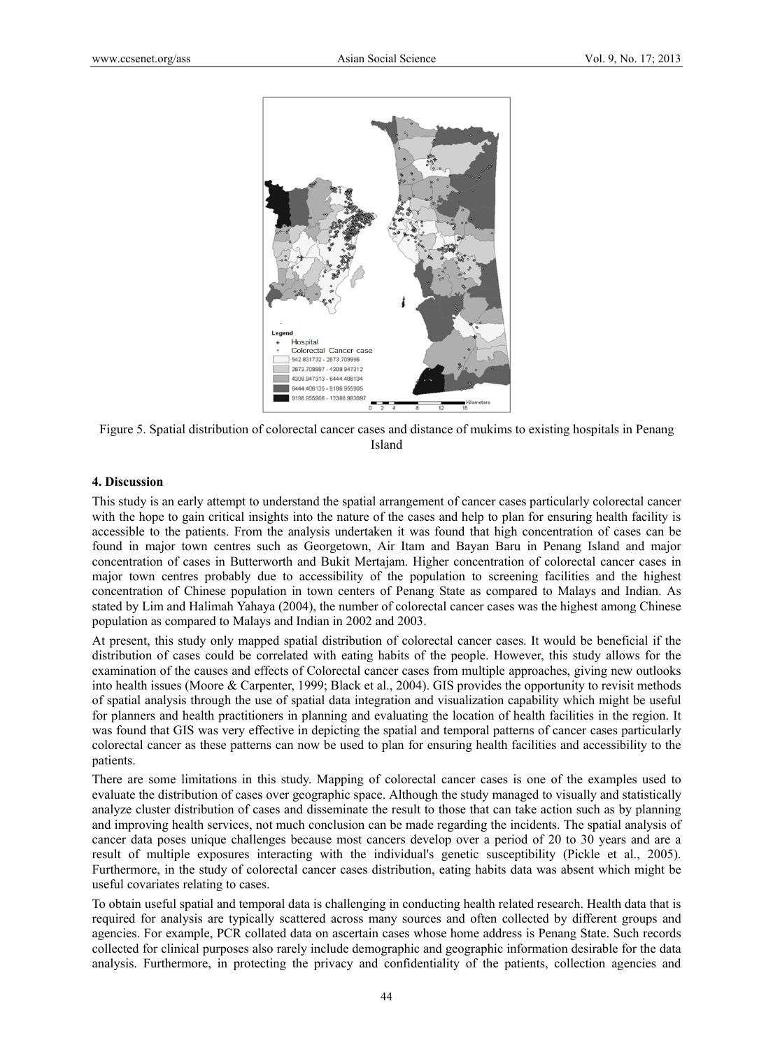Figure 5. Spatial distribution of colorectal cancer cases and distance of mukims to existing hospitals in Penang Island

### 4. Discussion

This study is an early attempt to understand the spatial arrangement of cancer cases particularly colorectal cancer with the hope to gain critical insights into the nature of the cases and help to plan for ensuring health facility is accessible to the patients. From the analysis undertaken it was found that high concentration of cases can be found in major town centres such as Georgetown, Air Itam and Bayan Baru in Penang Island and major concentration of cases in Butterworth and Bukit Mertajam. Higher concentration of colorectal cancer cases in major town centres probably due to accessibility of the population to screening facilities and the highest concentration of Chinese population in town centers of Penang State as compared to Malays and Indian. As stated by Lim and Halimah Yahaya (2004), the number of colorectal cancer cases was the highest among Chinese population as compared to Malays and Indian in 2002 and 2003.

At present, this study only mapped spatial distribution of colorectal cancer cases. It would be beneficial if the distribution of cases could be correlated with eating habits of the people. However, this study allows for the examination of the causes and effects of Colorectal cancer cases from multiple approaches, giving new outlooks into health issues (Moore & Carpenter, 1999; Black et al., 2004). GIS provides the opportunity to revisit methods of spatial analysis through the use of spatial data integration and visualization capability which might be useful for planners and health practitioners in planning and evaluating the location of health facilities in the region. It was found that GIS was very effective in depicting the spatial and temporal patterns of cancer cases particularly colorectal cancer as these patterns can now be used to plan for ensuring health facilities and accessibility to the patients.

There are some limitations in this study. Mapping of colorectal cancer cases is one of the examples used to evaluate the distribution of cases over geographic space. Although the study managed to visually and statistically analyze cluster distribution of cases and disseminate the result to those that can take action such as by planning and improving health services, not much conclusion can be made regarding the incidents. The spatial analysis of cancer data poses unique challenges because most cancers develop over a period of 20 to 30 years and are a result of multiple exposures interacting with the individual's genetic susceptibility (Pickle et al., 2005). Furthermore, in the study of colorectal cancer cases distribution, eating habits data was absent which might be useful covariates relating to cases.

To obtain useful spatial and temporal data is challenging in conducting health related research. Health data that is required for analysis are typically scattered across many sources and often collected by different groups and agencies. For example, PCR collated data on ascertain cases whose home address is Penang State. Such records collected for clinical purposes also rarely include demographic and geographic information desirable for the data analysis. Furthermore, in protecting the privacy and confidentiality of the patients, collection agencies and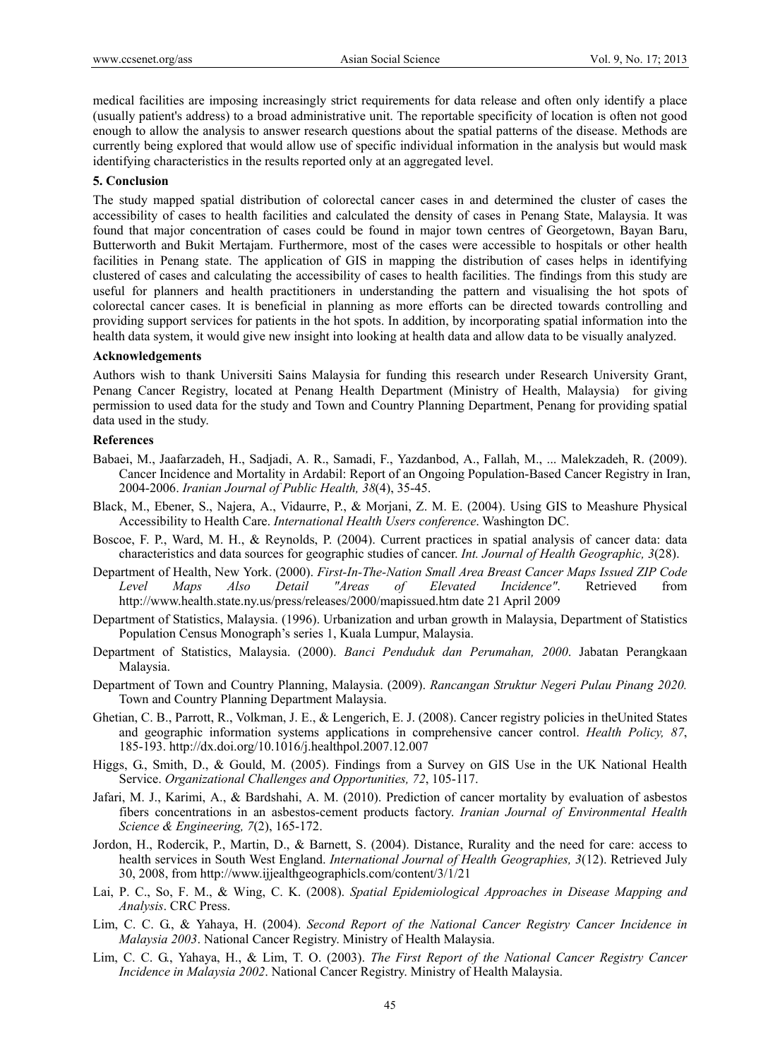medical facilities are imposing increasingly strict requirements for data release and often only identify a place (usually patient's address) to a broad administrative unit. The reportable specificity of location is often not good enough to allow the analysis to answer research questions about the spatial patterns of the disease. Methods are currently being explored that would allow use of specific individual information in the analysis but would mask identifying characteristics in the results reported only at an aggregated level.

## 5. Conclusion

The study mapped spatial distribution of colorectal cancer cases in and determined the cluster of cases the accessibility of cases to health facilities and calculated the density of cases in Penang State, Malaysia. It was found that major concentration of cases could be found in major town centres of Georgetown, Bayan Baru, Butterworth and Bukit Mertajam. Furthermore, most of the cases were accessible to hospitals or other health facilities in Penang state. The application of GIS in mapping the distribution of cases helps in identifying clustered of cases and calculating the accessibility of cases to health facilities. The findings from this study are useful for planners and health practitioners in understanding the pattern and visualising the hot spots of colorectal cancer cases. It is beneficial in planning as more efforts can be directed towards controlling and providing support services for patients in the hot spots. In addition, by incorporating spatial information into the health data system, it would give new insight into looking at health data and allow data to be visually analyzed.

## Acknowledgements

Authors wish to thank Universiti Sains Malaysia for funding this research under Research University Grant, Penang Cancer Registry, located at Penang Health Department (Ministry of Health, Malaysia) for giving permission to used data for the study and Town and Country Planning Department, Penang for providing spatial data used in the study.

## References

Babaei, M., Jaafarzadeh, H., Sadjadi, A. R., Samadi, F., Yazdanbod, A., Fallah, M., ... Malekzadeh, R. (2009). Cancer Incidence and Mortality in Ardabil: Report of an Ongoing Population-Based Cancer Registry in Iran, 2004-2006. *Iranian Journal of Public Health, 38*(4), 35-45.

Black, M., Ebener, S., Najera, A., Vidaurre, P., & Morjani, Z. M. E. (2004). Using GIS to Meashure Physical Accessibility to Health Care. *International Health Users conference*. Washington DC.

Boscoe, F. P., Ward, M. H., & Reynolds, P. (2004). Current practices in spatial analysis of cancer data: data characteristics and data sources for geographic studies of cancer. *Int. Journal of Health Geographic, 3*(28).

Department of Health, New York. (2000). *First-In-The-Nation Small Area Breast Cancer Maps Issued ZIP Code Level Maps Also Detail "Areas of Elevated Incidence"*. Retrieved from http://www.health.state.ny.us/press/releases/2000/mapissued.htm date 21 April 2009

Department of Statistics, Malaysia. (1996). Urbanization and urban growth in Malaysia, Department of Statistics Population Census Monograph's series 1, Kuala Lumpur, Malaysia.

Department of Statistics, Malaysia. (2000). *Banci Penduduk dan Perumahan, 2000*. Jabatan Perangkaan Malaysia.

Department of Town and Country Planning, Malaysia. (2009). *Rancangan Struktur Negeri Pulau Pinang 2020.* Town and Country Planning Department Malaysia.

Ghetian, C. B., Parrott, R., Volkman, J. E., & Lengerich, E. J. (2008). Cancer registry policies in theUnited States and geographic information systems applications in comprehensive cancer control. *Health Policy, 87*, 185-193. http://dx.doi.org/10.1016/j.healthpol.2007.12.007

Higgs, G., Smith, D., & Gould, M. (2005). Findings from a Survey on GIS Use in the UK National Health Service. *Organizational Challenges and Opportunities, 72*, 105-117.

Jafari, M. J., Karimi, A., & Bardshahi, A. M. (2010). Prediction of cancer mortality by evaluation of asbestos fibers concentrations in an asbestos-cement products factory. *Iranian Journal of Environmental Health Science & Engineering, 7*(2), 165-172.

Jordon, H., Rodercik, P., Martin, D., & Barnett, S. (2004). Distance, Rurality and the need for care: access to health services in South West England. *International Journal of Health Geographies, 3*(12). Retrieved July 30, 2008, from http://www.ijjealthgeographicls.com/content/3/1/21

Lai, P. C., So, F. M., & Wing, C. K. (2008). *Spatial Epidemiological Approaches in Disease Mapping and Analysis*. CRC Press.

Lim, C. C. G., & Yahaya, H. (2004). *Second Report of the National Cancer Registry Cancer Incidence in Malaysia 2003*. National Cancer Registry. Ministry of Health Malaysia.

Lim, C. C. G., Yahaya, H., & Lim, T. O. (2003). *The First Report of the National Cancer Registry Cancer Incidence in Malaysia 2002*. National Cancer Registry. Ministry of Health Malaysia.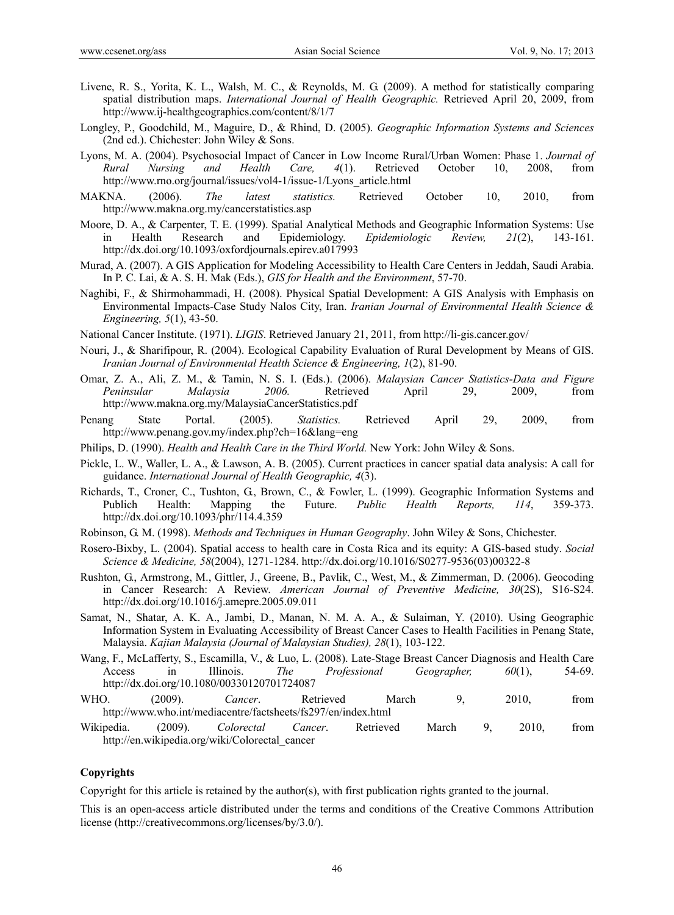Livene, R. S., Yorita, K. L., Walsh, M. C., & Reynolds, M. G. (2009). A method for statistically comparing spatial distribution maps. *International Journal of Health Geographic.* Retrieved April 20, 2009, from http://www.ij-healthgeographics.com/content/8/1/7

Longley, P., Goodchild, M., Maguire, D., & Rhind, D. (2005). *Geographic Information Systems and Sciences* (2nd ed.). Chichester: John Wiley & Sons.

Lyons, M. A. (2004). Psychosocial Impact of Cancer in Low Income Rural/Urban Women: Phase 1. *Journal of Rural Nursing and Health Care, 4*(1). Retrieved October 10, 2008, from http://www.rno.org/journal/issues/vol4-1/issue-1/Lyons_article.html

MAKNA. (2006). *The latest statistics.* Retrieved October 10, 2010, from http://www.makna.org.my/cancerstatistics.asp

Moore, D. A., & Carpenter, T. E. (1999). Spatial Analytical Methods and Geographic Information Systems: Use in Health Research and Epidemiology. *Epidemiologic Review, 21*(2), 143-161. http://dx.doi.org/10.1093/oxfordjournals.epirev.a017993

Murad, A. (2007). A GIS Application for Modeling Accessibility to Health Care Centers in Jeddah, Saudi Arabia. In P. C. Lai, & A. S. H. Mak (Eds.), *GIS for Health and the Environment*, 57-70.

Naghibi, F., & Shirmohammadi, H. (2008). Physical Spatial Development: A GIS Analysis with Emphasis on Environmental Impacts-Case Study Nalos City, Iran. *Iranian Journal of Environmental Health Science & Engineering, 5*(1), 43-50.

National Cancer Institute. (1971). *LIGIS*. Retrieved January 21, 2011, from http://li-gis.cancer.gov/

Nouri, J., & Sharifipour, R. (2004). Ecological Capability Evaluation of Rural Development by Means of GIS. *Iranian Journal of Environmental Health Science & Engineering, 1*(2), 81-90.

Omar, Z. A., Ali, Z. M., & Tamin, N. S. I. (Eds.). (2006). *Malaysian Cancer Statistics-Data and Figure Peninsular Malaysia 2006.* Retrieved April 29, 2009, from http://www.makna.org.my/MalaysiaCancerStatistics.pdf

Penang State Portal. (2005). *Statistics.* Retrieved April 29, 2009, from http://www.penang.gov.my/index.php?ch=16&lang=eng

Philips, D. (1990). *Health and Health Care in the Third World.* New York: John Wiley & Sons.

Pickle, L. W., Waller, L. A., & Lawson, A. B. (2005). Current practices in cancer spatial data analysis: A call for guidance. *International Journal of Health Geographic, 4*(3).

Richards, T., Croner, C., Tushton, G., Brown, C., & Fowler, L. (1999). Geographic Information Systems and Publich Health: Mapping the Future. *Public Health Reports, 114*, 359-373. http://dx.doi.org/10.1093/phr/114.4.359

Robinson, G. M. (1998). *Methods and Techniques in Human Geography*. John Wiley & Sons, Chichester.

Rosero-Bixby, L. (2004). Spatial access to health care in Costa Rica and its equity: A GIS-based study. *Social Science & Medicine, 58*(2004), 1271-1284. http://dx.doi.org/10.1016/S0277-9536(03)00322-8

Rushton, G., Armstrong, M., Gittler, J., Greene, B., Pavlik, C., West, M., & Zimmerman, D. (2006). Geocoding in Cancer Research: A Review. *American Journal of Preventive Medicine, 30*(2S), S16-S24. http://dx.doi.org/10.1016/j.amepre.2005.09.011

Samat, N., Shatar, A. K. A., Jambi, D., Manan, N. M. A. A., & Sulaiman, Y. (2010). Using Geographic Information System in Evaluating Accessibility of Breast Cancer Cases to Health Facilities in Penang State, Malaysia. *Kajian Malaysia (Journal of Malaysian Studies), 28*(1), 103-122.

Wang, F., McLafferty, S., Escamilla, V., & Luo, L. (2008). Late-Stage Breast Cancer Diagnosis and Health Care Access in Illinois. *The Professional Geographer, 60*(1), 54-69. http://dx.doi.org/10.1080/00330120701724087

WHO. (2009). *Cancer*. Retrieved March 9, 2010, from http://www.who.int/mediacentre/factsheets/fs297/en/index.html

Wikipedia. (2009). *Colorectal Cancer*. Retrieved March 9, 2010, from http://en.wikipedia.org/wiki/Colorectal_cancer

**Copyrights**

Copyright for this article is retained by the author(s), with first publication rights granted to the journal.

This is an open-access article distributed under the terms and conditions of the Creative Commons Attribution license (http://creativecommons.org/licenses/by/3.0/).